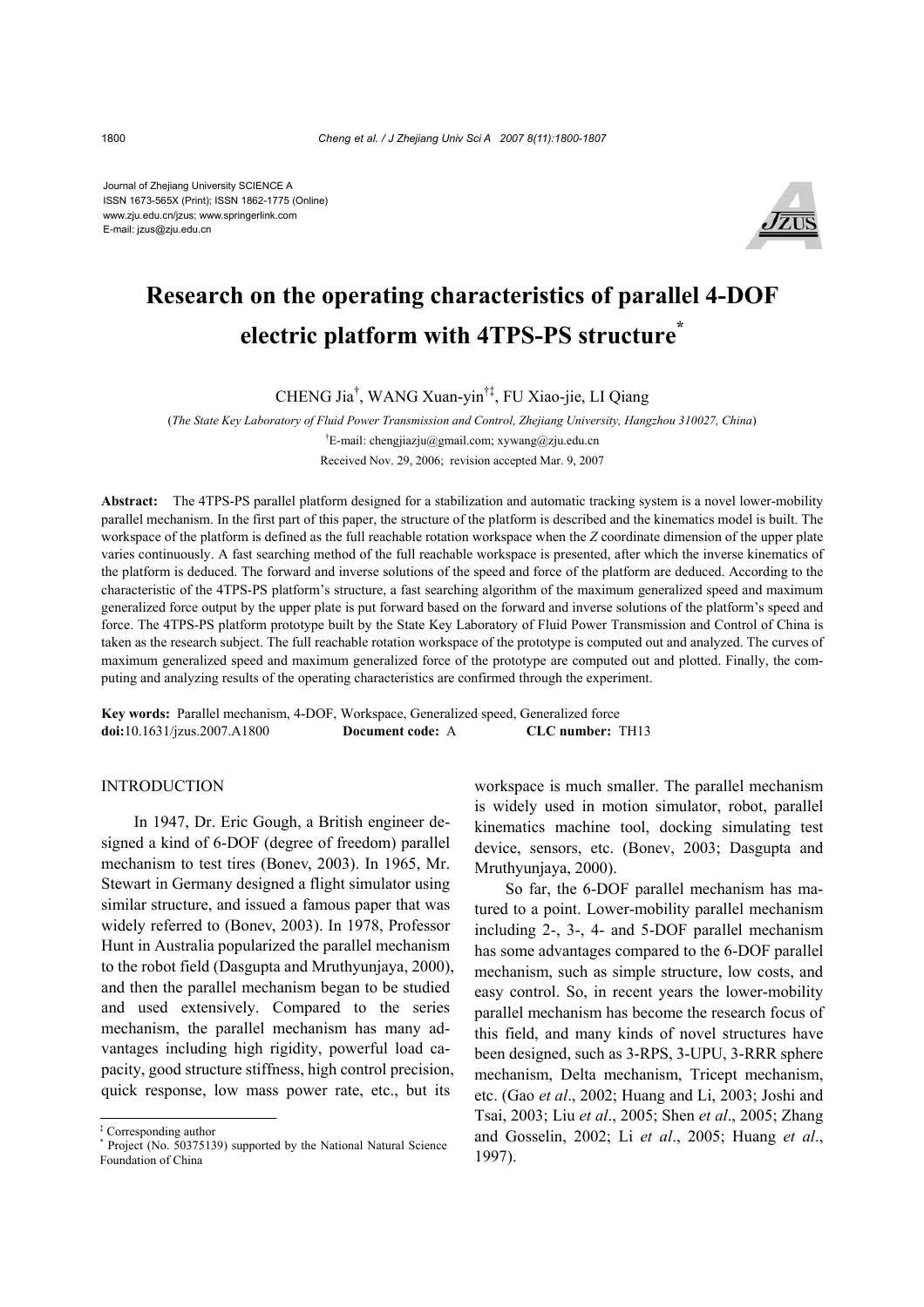Journal of Zhejiang University SCIENCE A
ISSN 1673-565X (Print); ISSN 1862-1775 (Online)
www.zju.edu.cn/jzus; www.springerlink.com
E-mail: jzus@zju.edu.cn

# Research on the operating characteristics of parallel 4-DOF electric platform with 4TPS-PS structure*

CHENG Jia†, WANG Xuan-yin†‡, FU Xiao-jie, LI Qiang

(*The State Key Laboratory of Fluid Power Transmission and Control, Zhejiang University, Hangzhou 310027, China*)

†E-mail: chengjiazju@gmail.com; xywang@zju.edu.cn

Received Nov. 29, 2006; revision accepted Mar. 9, 2007

**Abstract:** The 4TPS-PS parallel platform designed for a stabilization and automatic tracking system is a novel lower-mobility parallel mechanism. In the first part of this paper, the structure of the platform is described and the kinematics model is built. The workspace of the platform is defined as the full reachable rotation workspace when the *Z* coordinate dimension of the upper plate varies continuously. A fast searching method of the full reachable workspace is presented, after which the inverse kinematics of the platform is deduced. The forward and inverse solutions of the speed and force of the platform are deduced. According to the characteristic of the 4TPS-PS platform's structure, a fast searching algorithm of the maximum generalized speed and maximum generalized force output by the upper plate is put forward based on the forward and inverse solutions of the platform's speed and force. The 4TPS-PS platform prototype built by the State Key Laboratory of Fluid Power Transmission and Control of China is taken as the research subject. The full reachable rotation workspace of the prototype is computed out and analyzed. The curves of maximum generalized speed and maximum generalized force of the prototype are computed out and plotted. Finally, the computing and analyzing results of the operating characteristics are confirmed through the experiment.

**Key words:** Parallel mechanism, 4-DOF, Workspace, Generalized speed, Generalized force

**doi:**10.1631/jzus.2007.A1800 **Document code:** A **CLC number:** TH13

## INTRODUCTION

In 1947, Dr. Eric Gough, a British engineer designed a kind of 6-DOF (degree of freedom) parallel mechanism to test tires (Bonev, 2003). In 1965, Mr. Stewart in Germany designed a flight simulator using similar structure, and issued a famous paper that was widely referred to (Bonev, 2003). In 1978, Professor Hunt in Australia popularized the parallel mechanism to the robot field (Dasgupta and Mruthyunjaya, 2000), and then the parallel mechanism began to be studied and used extensively. Compared to the series mechanism, the parallel mechanism has many advantages including high rigidity, powerful load capacity, good structure stiffness, high control precision, quick response, low mass power rate, etc., but its workspace is much smaller. The parallel mechanism is widely used in motion simulator, robot, parallel kinematics machine tool, docking simulating test device, sensors, etc. (Bonev, 2003; Dasgupta and Mruthyunjaya, 2000).

So far, the 6-DOF parallel mechanism has matured to a point. Lower-mobility parallel mechanism including 2-, 3-, 4- and 5-DOF parallel mechanism has some advantages compared to the 6-DOF parallel mechanism, such as simple structure, low costs, and easy control. So, in recent years the lower-mobility parallel mechanism has become the research focus of this field, and many kinds of novel structures have been designed, such as 3-RPS, 3-UPU, 3-RRR sphere mechanism, Delta mechanism, Tricept mechanism, etc. (Gao *et al*., 2002; Huang and Li, 2003; Joshi and Tsai, 2003; Liu *et al*., 2005; Shen *et al*., 2005; Zhang and Gosselin, 2002; Li *et al*., 2005; Huang *et al*., 1997).

‡ Corresponding author

\* Project (No. 50375139) supported by the National Natural Science Foundation of China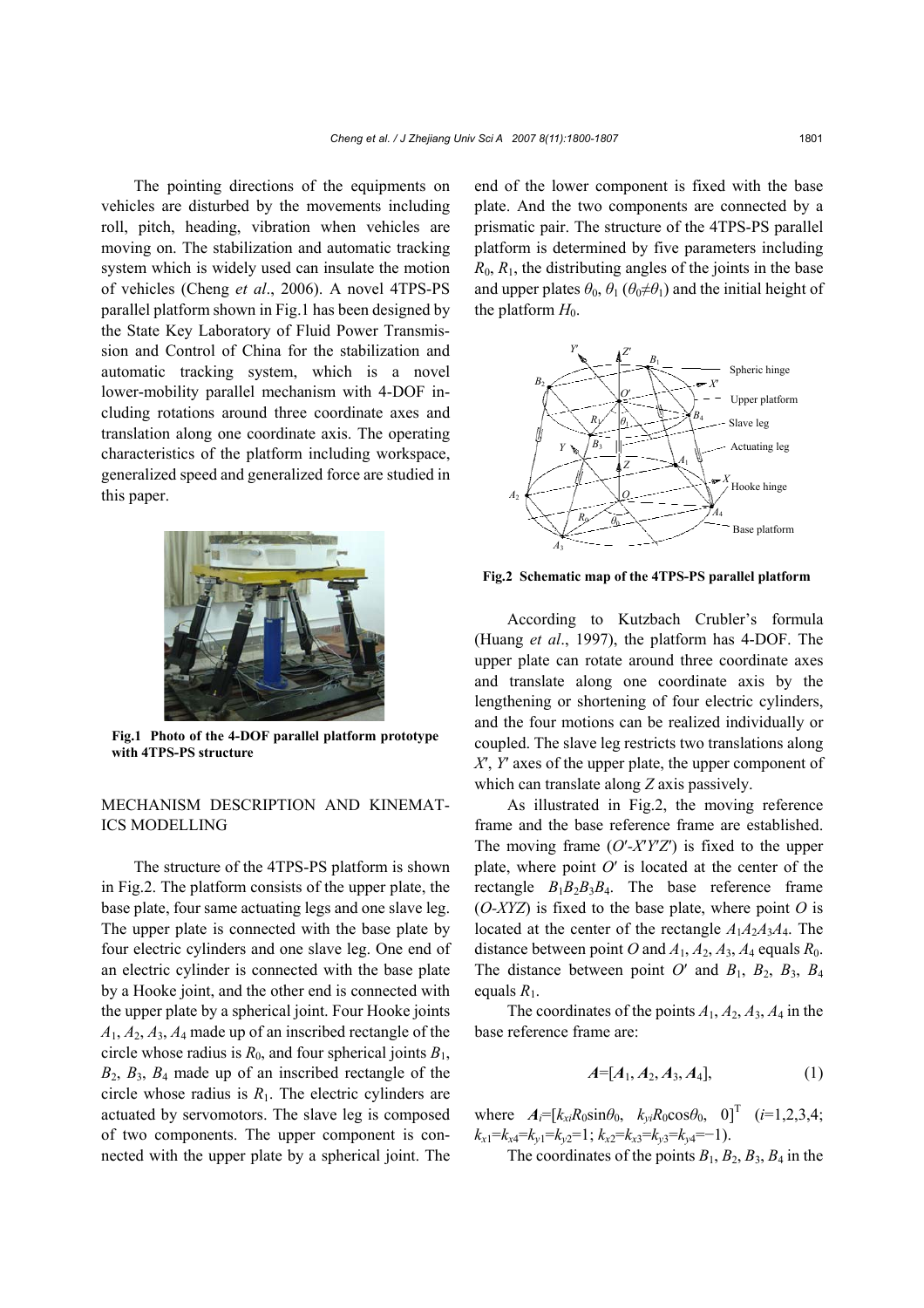The pointing directions of the equipments on vehicles are disturbed by the movements including roll, pitch, heading, vibration when vehicles are moving on. The stabilization and automatic tracking system which is widely used can insulate the motion of vehicles (Cheng *et al*., 2006). A novel 4TPS-PS parallel platform shown in Fig.1 has been designed by the State Key Laboratory of Fluid Power Transmission and Control of China for the stabilization and automatic tracking system, which is a novel lower-mobility parallel mechanism with 4-DOF including rotations around three coordinate axes and translation along one coordinate axis. The operating characteristics of the platform including workspace, generalized speed and generalized force are studied in this paper.

**Fig.1 Photo of the 4-DOF parallel platform prototype with 4TPS-PS structure**

## MECHANISM DESCRIPTION AND KINEMATICS MODELLING

The structure of the 4TPS-PS platform is shown in Fig.2. The platform consists of the upper plate, the base plate, four same actuating legs and one slave leg. The upper plate is connected with the base plate by four electric cylinders and one slave leg. One end of an electric cylinder is connected with the base plate by a Hooke joint, and the other end is connected with the upper plate by a spherical joint. Four Hooke joints $A_1$, $A_2$, $A_3$, $A_4$ made up of an inscribed rectangle of the circle whose radius is $R_0$, and four spherical joints $B_1$, $B_2$, $B_3$, $B_4$ made up of an inscribed rectangle of the circle whose radius is $R_1$. The electric cylinders are actuated by servomotors. The slave leg is composed of two components. The upper component is connected with the upper plate by a spherical joint. The end of the lower component is fixed with the base plate. And the two components are connected by a prismatic pair. The structure of the 4TPS-PS parallel platform is determined by five parameters including $R_0$, $R_1$, the distributing angles of the joints in the base and upper plates $\theta_0$, $\theta_1$ ($\theta_0 \neq \theta_1$) and the initial height of the platform $H_0$.

**Fig.2 Schematic map of the 4TPS-PS parallel platform**

According to Kutzbach Crubler's formula (Huang *et al*., 1997), the platform has 4-DOF. The upper plate can rotate around three coordinate axes and translate along one coordinate axis by the lengthening or shortening of four electric cylinders, and the four motions can be realized individually or coupled. The slave leg restricts two translations along $X'$, $Y'$ axes of the upper plate, the upper component of which can translate along $Z$ axis passively.

As illustrated in Fig.2, the moving reference frame and the base reference frame are established. The moving frame ($O'$-$X'Y'Z'$) is fixed to the upper plate, where point $O'$ is located at the center of the rectangle $B_1B_2B_3B_4$. The base reference frame ($O$-$XYZ$) is fixed to the base plate, where point $O$ is located at the center of the rectangle $A_1A_2A_3A_4$. The distance between point $O$ and $A_1$, $A_2$, $A_3$, $A_4$ equals $R_0$. The distance between point $O'$ and $B_1$, $B_2$, $B_3$, $B_4$ equals $R_1$.

The coordinates of the points $A_1$, $A_2$, $A_3$, $A_4$ in the base reference frame are:

$$\boldsymbol{A}=[\boldsymbol{A}_1, \boldsymbol{A}_2, \boldsymbol{A}_3, \boldsymbol{A}_4], \tag{1}$$

where $\boldsymbol{A}_i=[k_{xi}R_0\sin\theta_0,\ k_{yi}R_0\cos\theta_0,\ 0]^{\mathrm{T}}$ ($i$=1,2,3,4; $k_{x1}=k_{x4}=k_{y1}=k_{y2}=1$; $k_{x2}=k_{x3}=k_{y3}=k_{y4}=-1$).

The coordinates of the points $B_1$, $B_2$, $B_3$, $B_4$ in the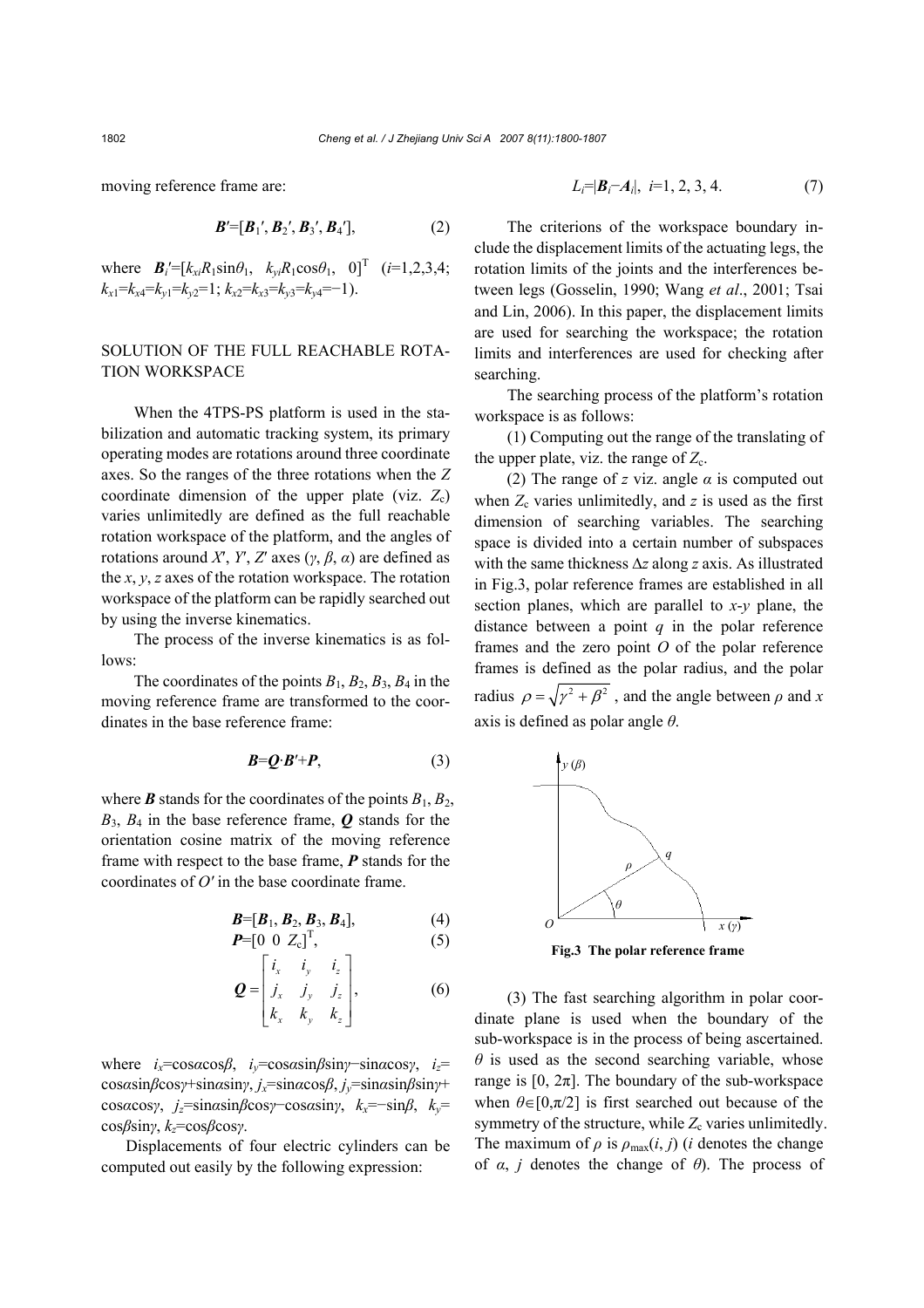moving reference frame are:

$$\boldsymbol{B}'=[\boldsymbol{B}_1', \boldsymbol{B}_2', \boldsymbol{B}_3', \boldsymbol{B}_4'], \tag{2}$$

where $\boldsymbol{B}_i'=[k_{xi}R_1\sin\theta_1,\ \ k_{yi}R_1\cos\theta_1,\ \ 0]^{\mathrm{T}}$ ($i$=1,2,3,4; $k_{x1}=k_{x4}=k_{y1}=k_{y2}=1$; $k_{x2}=k_{x3}=k_{y3}=k_{y4}=-1$).

## SOLUTION OF THE FULL REACHABLE ROTATION WORKSPACE

When the 4TPS-PS platform is used in the stabilization and automatic tracking system, its primary operating modes are rotations around three coordinate axes. So the ranges of the three rotations when the $Z$ coordinate dimension of the upper plate (viz. $Z_c$) varies unlimitedly are defined as the full reachable rotation workspace of the platform, and the angles of rotations around $X'$, $Y'$, $Z'$ axes ($\gamma$, $\beta$, $\alpha$) are defined as the $x$, $y$, $z$ axes of the rotation workspace. The rotation workspace of the platform can be rapidly searched out by using the inverse kinematics.

The process of the inverse kinematics is as follows:

The coordinates of the points $B_1$, $B_2$, $B_3$, $B_4$ in the moving reference frame are transformed to the coordinates in the base reference frame:

$$\boldsymbol{B}=\boldsymbol{Q}\cdot\boldsymbol{B}'+\boldsymbol{P}, \tag{3}$$

where $\boldsymbol{B}$ stands for the coordinates of the points $B_1$, $B_2$, $B_3$, $B_4$ in the base reference frame, $\boldsymbol{Q}$ stands for the orientation cosine matrix of the moving reference frame with respect to the base frame, $\boldsymbol{P}$ stands for the coordinates of $O'$ in the base coordinate frame.

$$\boldsymbol{B}=[\boldsymbol{B}_1, \boldsymbol{B}_2, \boldsymbol{B}_3, \boldsymbol{B}_4], \tag{4}$$

$$\boldsymbol{P}=[0\ \ 0\ \ Z_c]^{\mathrm{T}}, \tag{5}$$

$$\boldsymbol{Q}=\begin{bmatrix} i_x & i_y & i_z \\ j_x & j_y & j_z \\ k_x & k_y & k_z \end{bmatrix}, \tag{6}$$

where $i_x=\cos\alpha\cos\beta$, $i_y=\cos\alpha\sin\beta\sin\gamma-\sin\alpha\cos\gamma$, $i_z=\cos\alpha\sin\beta\cos\gamma+\sin\alpha\sin\gamma$, $j_x=\sin\alpha\cos\beta$, $j_y=\sin\alpha\sin\beta\sin\gamma+\cos\alpha\cos\gamma$, $j_z=\sin\alpha\sin\beta\cos\gamma-\cos\alpha\sin\gamma$, $k_x=-\sin\beta$, $k_y=\cos\beta\sin\gamma$, $k_z=\cos\beta\cos\gamma$.

Displacements of four electric cylinders can be computed out easily by the following expression:

$$L_i=|\boldsymbol{B}_i-\boldsymbol{A}_i|,\ \ i=1, 2, 3, 4. \tag{7}$$

The criterions of the workspace boundary include the displacement limits of the actuating legs, the rotation limits of the joints and the interferences between legs (Gosselin, 1990; Wang *et al*., 2001; Tsai and Lin, 2006). In this paper, the displacement limits are used for searching the workspace; the rotation limits and interferences are used for checking after searching.

The searching process of the platform's rotation workspace is as follows:

(1) Computing out the range of the translating of the upper plate, viz. the range of $Z_c$.

(2) The range of $z$ viz. angle $\alpha$ is computed out when $Z_c$ varies unlimitedly, and $z$ is used as the first dimension of searching variables. The searching space is divided into a certain number of subspaces with the same thickness $\Delta z$ along $z$ axis. As illustrated in Fig.3, polar reference frames are established in all section planes, which are parallel to $x$-$y$ plane, the distance between a point $q$ in the polar reference frames and the zero point $O$ of the polar reference frames is defined as the polar radius, and the polar radius $\rho=\sqrt{\gamma^2+\beta^2}$, and the angle between $\rho$ and $x$ axis is defined as polar angle $\theta$.

**Fig.3 The polar reference frame**

(3) The fast searching algorithm in polar coordinate plane is used when the boundary of the sub-workspace is in the process of being ascertained. $\theta$ is used as the second searching variable, whose range is $[0, 2\pi]$. The boundary of the sub-workspace when $\theta\in[0,\pi/2]$ is first searched out because of the symmetry of the structure, while $Z_c$ varies unlimitedly. The maximum of $\rho$ is $\rho_{\max}(i, j)$ ($i$ denotes the change of $\alpha$, $j$ denotes the change of $\theta$). The process of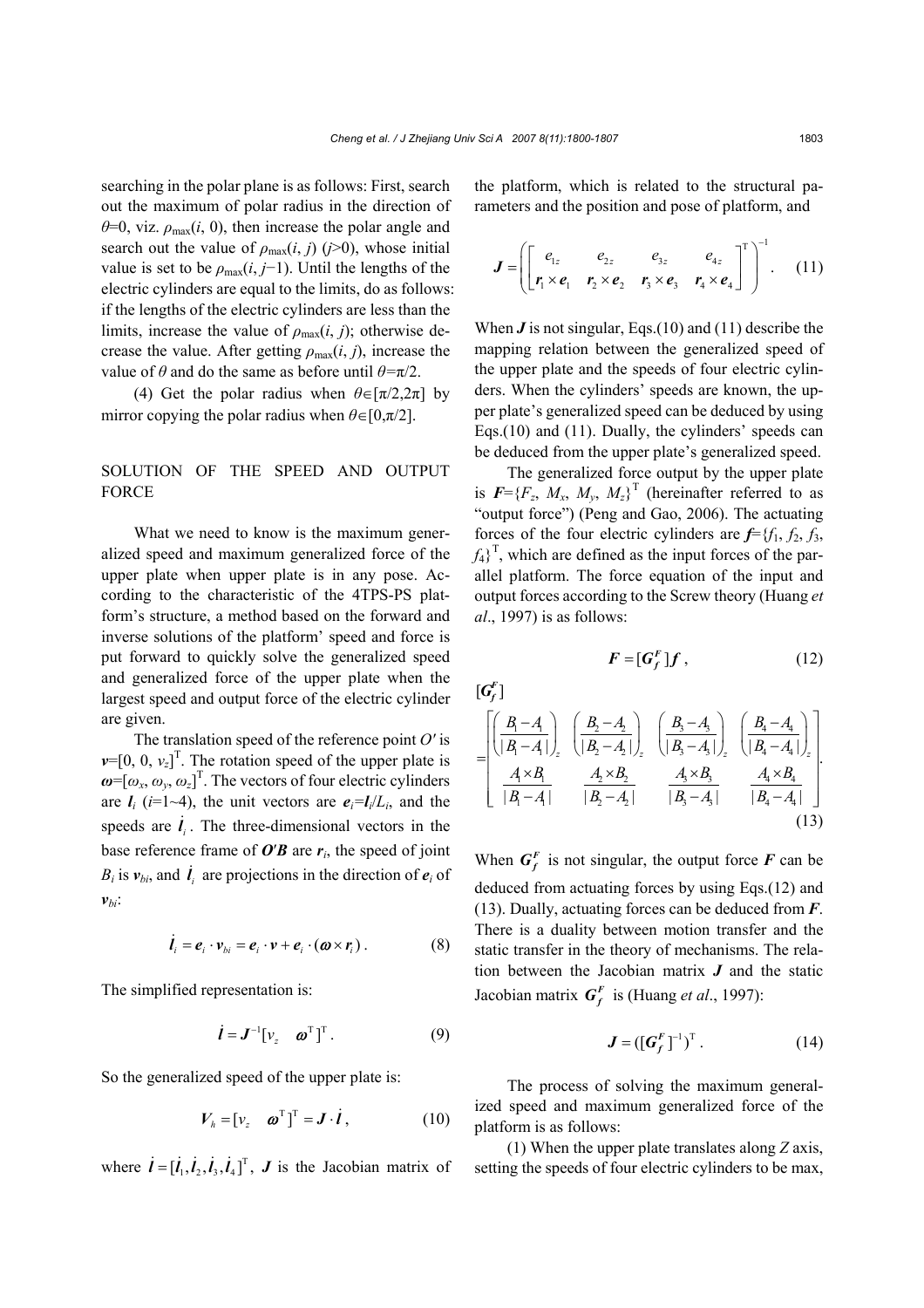searching in the polar plane is as follows: First, search out the maximum of polar radius in the direction of $\theta=0$, viz. $\rho_{\max}(i, 0)$, then increase the polar angle and search out the value of $\rho_{\max}(i, j)$ ($j>0$), whose initial value is set to be $\rho_{\max}(i, j-1)$. Until the lengths of the electric cylinders are equal to the limits, do as follows: if the lengths of the electric cylinders are less than the limits, increase the value of $\rho_{\max}(i, j)$; otherwise decrease the value. After getting $\rho_{\max}(i, j)$, increase the value of $\theta$ and do the same as before until $\theta=\pi/2$.

(4) Get the polar radius when $\theta\in[\pi/2,2\pi]$ by mirror copying the polar radius when $\theta\in[0,\pi/2]$.

## SOLUTION OF THE SPEED AND OUTPUT FORCE

What we need to know is the maximum generalized speed and maximum generalized force of the upper plate when upper plate is in any pose. According to the characteristic of the 4TPS-PS platform's structure, a method based on the forward and inverse solutions of the platform' speed and force is put forward to quickly solve the generalized speed and generalized force of the upper plate when the largest speed and output force of the electric cylinder are given.

The translation speed of the reference point $O'$ is $\boldsymbol{v}=[0, 0, v_z]^{\mathrm{T}}$. The rotation speed of the upper plate is $\boldsymbol{\omega}=[\omega_x, \omega_y, \omega_z]^{\mathrm{T}}$. The vectors of four electric cylinders are $\boldsymbol{l}_i$ ($i$=1~4), the unit vectors are $\boldsymbol{e}_i=\boldsymbol{l}_i/L_i$, and the speeds are $\dot{\boldsymbol{l}}_i$. The three-dimensional vectors in the base reference frame of $\boldsymbol{O'B}$ are $\boldsymbol{r}_i$, the speed of joint $B_i$ is $\boldsymbol{v}_{bi}$, and $\dot{\boldsymbol{l}}_i$ are projections in the direction of $\boldsymbol{e}_i$ of $\boldsymbol{v}_{bi}$:

$$\dot{\boldsymbol{l}}_i=\boldsymbol{e}_i\cdot\boldsymbol{v}_{bi}=\boldsymbol{e}_i\cdot\boldsymbol{v}+\boldsymbol{e}_i\cdot(\boldsymbol{\omega}\times\boldsymbol{r}_i)\,. \tag{8}$$

The simplified representation is:

$$\dot{\boldsymbol{l}}=\boldsymbol{J}^{-1}[v_z \quad \boldsymbol{\omega}^{\mathrm{T}}]^{\mathrm{T}}\,. \tag{9}$$

So the generalized speed of the upper plate is:

$$\boldsymbol{V}_h=[v_z \quad \boldsymbol{\omega}^{\mathrm{T}}]^{\mathrm{T}}=\boldsymbol{J}\cdot\dot{\boldsymbol{l}}\,, \tag{10}$$

where $\dot{\boldsymbol{l}}=[\dot{\boldsymbol{l}}_1,\dot{\boldsymbol{l}}_2,\dot{\boldsymbol{l}}_3,\dot{\boldsymbol{l}}_4]^{\mathrm{T}}$, $\boldsymbol{J}$ is the Jacobian matrix of the platform, which is related to the structural parameters and the position and pose of platform, and

$$\boldsymbol{J}=\left(\begin{bmatrix} e_{1z} & e_{2z} & e_{3z} & e_{4z} \\ \boldsymbol{r}_1\times\boldsymbol{e}_1 & \boldsymbol{r}_2\times\boldsymbol{e}_2 & \boldsymbol{r}_3\times\boldsymbol{e}_3 & \boldsymbol{r}_4\times\boldsymbol{e}_4 \end{bmatrix}^{\mathrm{T}}\right)^{-1}. \tag{11}$$

When $\boldsymbol{J}$ is not singular, Eqs.(10) and (11) describe the mapping relation between the generalized speed of the upper plate and the speeds of four electric cylinders. When the cylinders' speeds are known, the upper plate's generalized speed can be deduced by using Eqs.(10) and (11). Dually, the cylinders' speeds can be deduced from the upper plate's generalized speed.

The generalized force output by the upper plate is $\boldsymbol{F}=\{F_z, M_x, M_y, M_z\}^{\mathrm{T}}$ (hereinafter referred to as "output force") (Peng and Gao, 2006). The actuating forces of the four electric cylinders are $\boldsymbol{f}=\{f_1, f_2, f_3, f_4\}^{\mathrm{T}}$, which are defined as the input forces of the parallel platform. The force equation of the input and output forces according to the Screw theory (Huang *et al*., 1997) is as follows:

$$\boldsymbol{F}=[\boldsymbol{G}_f^F]\boldsymbol{f}\,, \tag{12}$$

$$[\boldsymbol{G}_f^F]=\begin{bmatrix} \left(\dfrac{B_1-A_1}{|B_1-A_1|}\right)_z & \left(\dfrac{B_2-A_2}{|B_2-A_2|}\right)_z & \left(\dfrac{B_3-A_3}{|B_3-A_3|}\right)_z & \left(\dfrac{B_4-A_4}{|B_4-A_4|}\right)_z \\ \dfrac{A_1\times B_1}{|B_1-A_1|} & \dfrac{A_2\times B_2}{|B_2-A_2|} & \dfrac{A_3\times B_3}{|B_3-A_3|} & \dfrac{A_4\times B_4}{|B_4-A_4|} \end{bmatrix}. \tag{13}$$

When $\boldsymbol{G}_f^F$ is not singular, the output force $\boldsymbol{F}$ can be deduced from actuating forces by using Eqs.(12) and (13). Dually, actuating forces can be deduced from $\boldsymbol{F}$. There is a duality between motion transfer and the static transfer in the theory of mechanisms. The relation between the Jacobian matrix $\boldsymbol{J}$ and the static Jacobian matrix $\boldsymbol{G}_f^F$ is (Huang *et al*., 1997):

$$\boldsymbol{J}=([\boldsymbol{G}_f^F]^{-1})^{\mathrm{T}}\,. \tag{14}$$

The process of solving the maximum generalized speed and maximum generalized force of the platform is as follows:

(1) When the upper plate translates along $Z$ axis, setting the speeds of four electric cylinders to be max,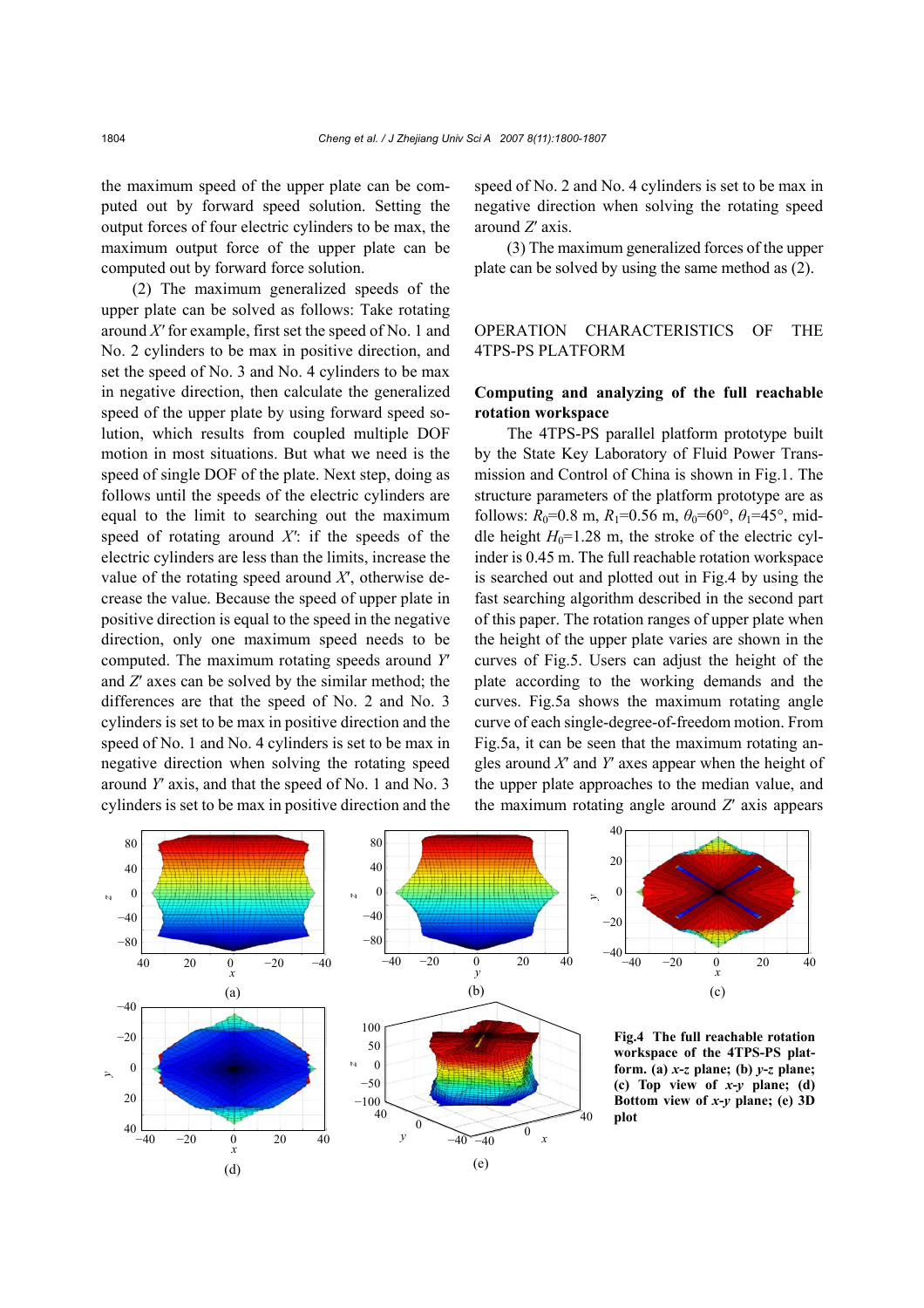the maximum speed of the upper plate can be computed out by forward speed solution. Setting the output forces of four electric cylinders to be max, the maximum output force of the upper plate can be computed out by forward force solution.

(2) The maximum generalized speeds of the upper plate can be solved as follows: Take rotating around $X'$ for example, first set the speed of No. 1 and No. 2 cylinders to be max in positive direction, and set the speed of No. 3 and No. 4 cylinders to be max in negative direction, then calculate the generalized speed of the upper plate by using forward speed solution, which results from coupled multiple DOF motion in most situations. But what we need is the speed of single DOF of the plate. Next step, doing as follows until the speeds of the electric cylinders are equal to the limit to searching out the maximum speed of rotating around $X'$: if the speeds of the electric cylinders are less than the limits, increase the value of the rotating speed around $X'$, otherwise decrease the value. Because the speed of upper plate in positive direction is equal to the speed in the negative direction, only one maximum speed needs to be computed. The maximum rotating speeds around $Y'$ and $Z'$ axes can be solved by the similar method; the differences are that the speed of No. 2 and No. 3 cylinders is set to be max in positive direction and the speed of No. 1 and No. 4 cylinders is set to be max in negative direction when solving the rotating speed around $Y'$ axis, and that the speed of No. 1 and No. 3 cylinders is set to be max in positive direction and the speed of No. 2 and No. 4 cylinders is set to be max in negative direction when solving the rotating speed around $Z'$ axis.

(3) The maximum generalized forces of the upper plate can be solved by using the same method as (2).

## OPERATION CHARACTERISTICS OF THE 4TPS-PS PLATFORM

### Computing and analyzing of the full reachable rotation workspace

The 4TPS-PS parallel platform prototype built by the State Key Laboratory of Fluid Power Transmission and Control of China is shown in Fig.1. The structure parameters of the platform prototype are as follows: $R_0$=0.8 m, $R_1$=0.56 m, $\theta_0$=60°, $\theta_1$=45°, middle height $H_0$=1.28 m, the stroke of the electric cylinder is 0.45 m. The full reachable rotation workspace is searched out and plotted out in Fig.4 by using the fast searching algorithm described in the second part of this paper. The rotation ranges of upper plate when the height of the upper plate varies are shown in the curves of Fig.5. Users can adjust the height of the plate according to the working demands and the curves. Fig.5a shows the maximum rotating angle curve of each single-degree-of-freedom motion. From Fig.5a, it can be seen that the maximum rotating angles around $X'$ and $Y'$ axes appear when the height of the upper plate approaches to the median value, and the maximum rotating angle around $Z'$ axis appears

**Fig.4 The full reachable rotation workspace of the 4TPS-PS platform. (a) *x*-*z* plane; (b) *y*-*z* plane; (c) Top view of *x*-*y* plane; (d) Bottom view of *x*-*y* plane; (e) 3D plot**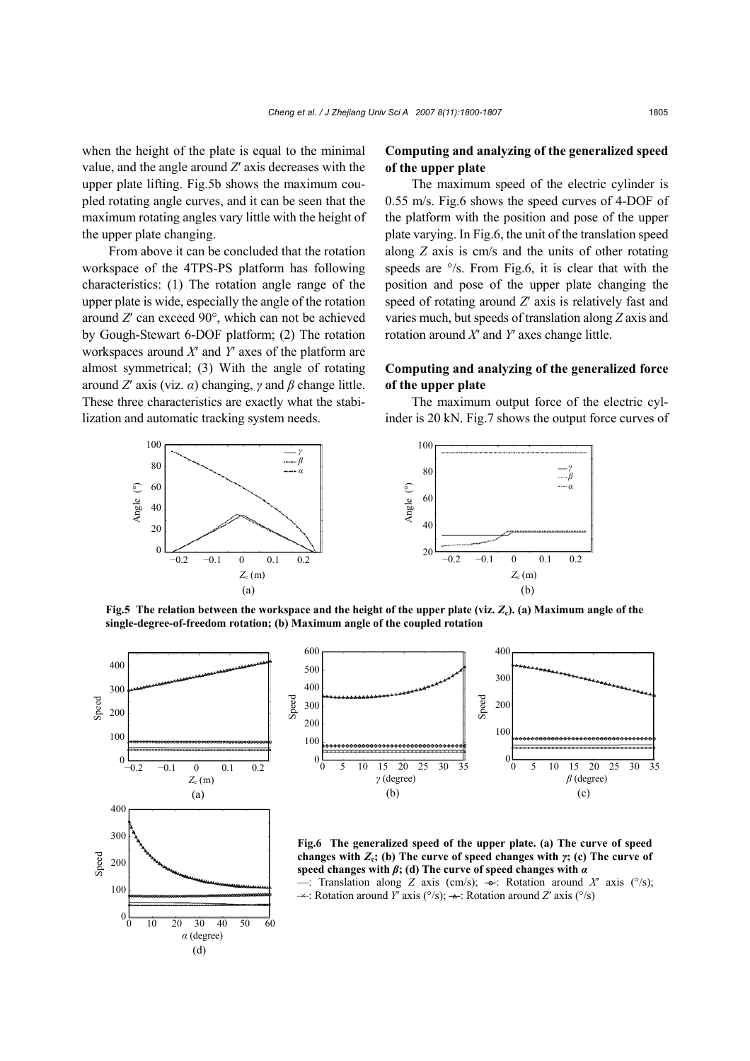when the height of the plate is equal to the minimal value, and the angle around $Z'$ axis decreases with the upper plate lifting. Fig.5b shows the maximum coupled rotating angle curves, and it can be seen that the maximum rotating angles vary little with the height of the upper plate changing.

From above it can be concluded that the rotation workspace of the 4TPS-PS platform has following characteristics: (1) The rotation angle range of the upper plate is wide, especially the angle of the rotation around $Z'$ can exceed 90°, which can not be achieved by Gough-Stewart 6-DOF platform; (2) The rotation workspaces around $X'$ and $Y'$ axes of the platform are almost symmetrical; (3) With the angle of rotating around $Z'$ axis (viz. $\alpha$) changing, $\gamma$ and $\beta$ change little. These three characteristics are exactly what the stabilization and automatic tracking system needs.

**Fig.5 The relation between the workspace and the height of the upper plate (viz. $Z_c$). (a) Maximum angle of the single-degree-of-freedom rotation; (b) Maximum angle of the coupled rotation**

### Computing and analyzing of the generalized speed of the upper plate

The maximum speed of the electric cylinder is 0.55 m/s. Fig.6 shows the speed curves of 4-DOF of the platform with the position and pose of the upper plate varying. In Fig.6, the unit of the translation speed along $Z$ axis is cm/s and the units of other rotating speeds are °/s. From Fig.6, it is clear that with the position and pose of the upper plate changing the speed of rotating around $Z'$ axis is relatively fast and varies much, but speeds of translation along $Z$ axis and rotation around $X'$ and $Y'$ axes change little.

### Computing and analyzing of the generalized force of the upper plate

The maximum output force of the electric cylinder is 20 kN. Fig.7 shows the output force curves of

**Fig.6 The generalized speed of the upper plate. (a) The curve of speed changes with $Z_c$; (b) The curve of speed changes with $\gamma$; (c) The curve of speed changes with $\beta$; (d) The curve of speed changes with $\alpha$**

—: Translation along $Z$ axis (cm/s); -o-: Rotation around $X'$ axis (°/s); -×-: Rotation around $Y'$ axis (°/s); -▲-: Rotation around $Z'$ axis (°/s)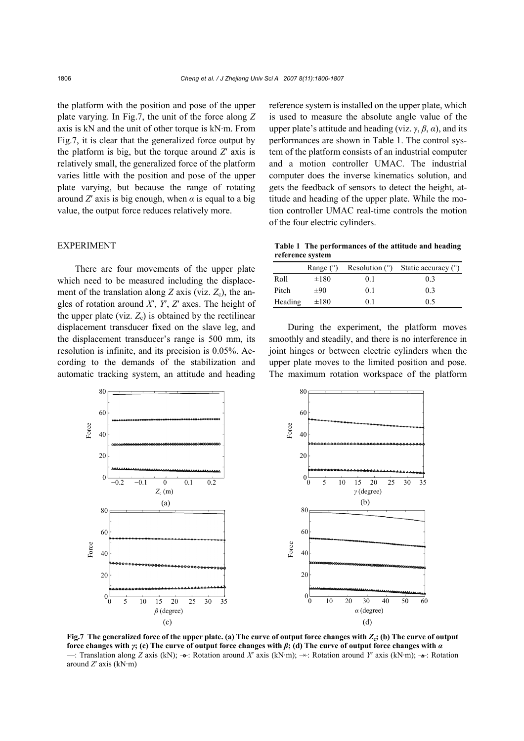the platform with the position and pose of the upper plate varying. In Fig.7, the unit of the force along $Z$ axis is kN and the unit of other torque is kN·m. From Fig.7, it is clear that the generalized force output by the platform is big, but the torque around $Z'$ axis is relatively small, the generalized force of the platform varies little with the position and pose of the upper plate varying, but because the range of rotating around $Z'$ axis is big enough, when $\alpha$ is equal to a big value, the output force reduces relatively more.

## EXPERIMENT

There are four movements of the upper plate which need to be measured including the displacement of the translation along $Z$ axis (viz. $Z_c$), the angles of rotation around $X'$, $Y'$, $Z'$ axes. The height of the upper plate (viz. $Z_c$) is obtained by the rectilinear displacement transducer fixed on the slave leg, and the displacement transducer's range is 500 mm, its resolution is infinite, and its precision is 0.05%. According to the demands of the stabilization and automatic tracking system, an attitude and heading reference system is installed on the upper plate, which is used to measure the absolute angle value of the upper plate's attitude and heading (viz. $\gamma$, $\beta$, $\alpha$), and its performances are shown in Table 1. The control system of the platform consists of an industrial computer and a motion controller UMAC. The industrial computer does the inverse kinematics solution, and gets the feedback of sensors to detect the height, attitude and heading of the upper plate. While the motion controller UMAC real-time controls the motion of the four electric cylinders.

**Table 1 The performances of the attitude and heading reference system**

| | Range (°) | Resolution (°) | Static accuracy (°) |
|---|---|---|---|
| Roll | ±180 | 0.1 | 0.3 |
| Pitch | ±90 | 0.1 | 0.3 |
| Heading | ±180 | 0.1 | 0.5 |

During the experiment, the platform moves smoothly and steadily, and there is no interference in joint hinges or between electric cylinders when the upper plate moves to the limited position and pose. The maximum rotation workspace of the platform

**Fig.7 The generalized force of the upper plate. (a) The curve of output force changes with $Z_c$; (b) The curve of output force changes with $\gamma$; (c) The curve of output force changes with $\beta$; (d) The curve of output force changes with $\alpha$**
—: Translation along $Z$ axis (kN); -o-: Rotation around $X'$ axis (kN·m); -×-: Rotation around $Y'$ axis (kN·m); -▲-: Rotation around $Z'$ axis (kN·m)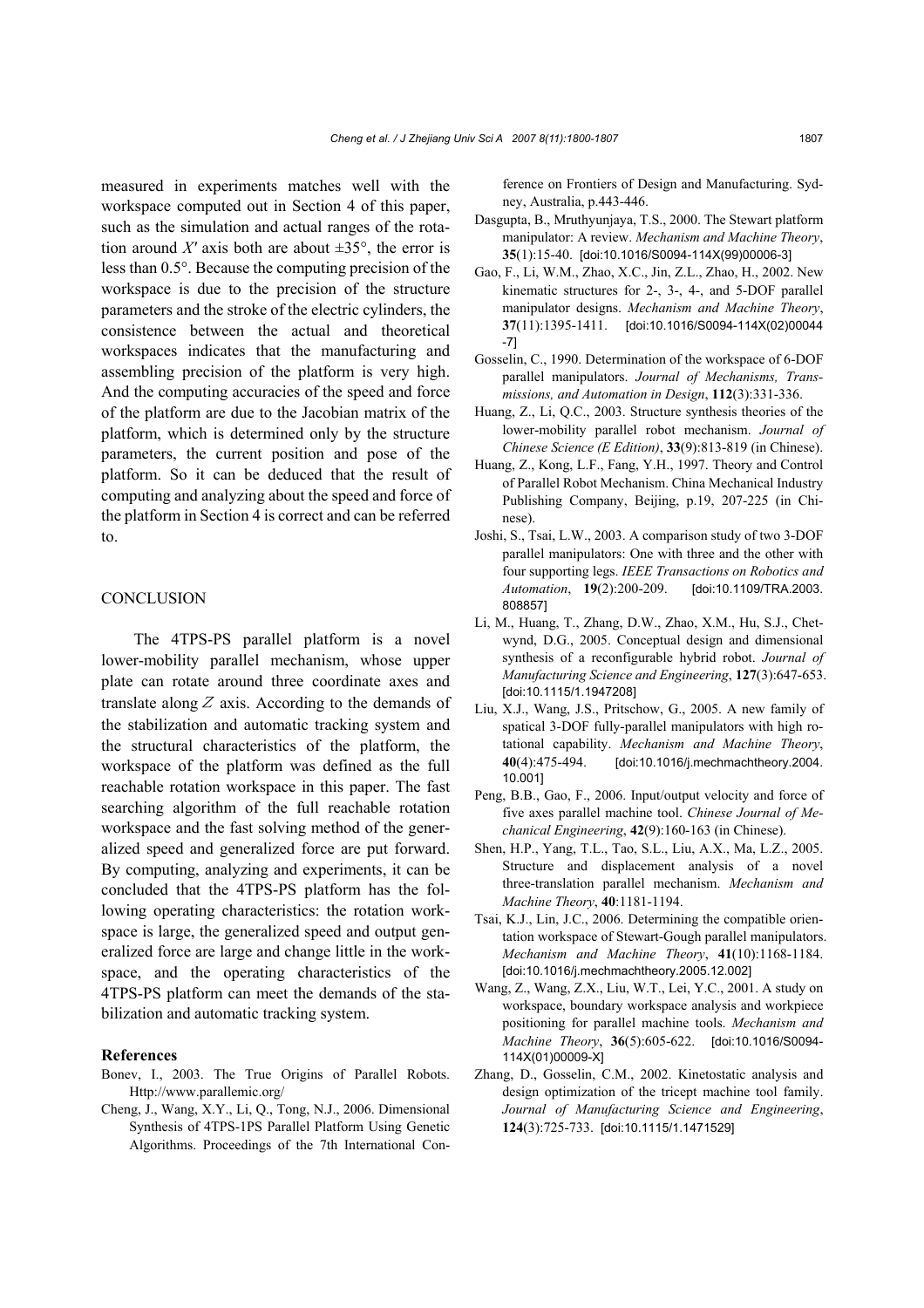measured in experiments matches well with the workspace computed out in Section 4 of this paper, such as the simulation and actual ranges of the rotation around $X'$ axis both are about ±35°, the error is less than 0.5°. Because the computing precision of the workspace is due to the precision of the structure parameters and the stroke of the electric cylinders, the consistence between the actual and theoretical workspaces indicates that the manufacturing and assembling precision of the platform is very high. And the computing accuracies of the speed and force of the platform are due to the Jacobian matrix of the platform, which is determined only by the structure parameters, the current position and pose of the platform. So it can be deduced that the result of computing and analyzing about the speed and force of the platform in Section 4 is correct and can be referred to.

## CONCLUSION

The 4TPS-PS parallel platform is a novel lower-mobility parallel mechanism, whose upper plate can rotate around three coordinate axes and translate along $Z$ axis. According to the demands of the stabilization and automatic tracking system and the structural characteristics of the platform, the workspace of the platform was defined as the full reachable rotation workspace in this paper. The fast searching algorithm of the full reachable rotation workspace and the fast solving method of the generalized speed and generalized force are put forward. By computing, analyzing and experiments, it can be concluded that the 4TPS-PS platform has the following operating characteristics: the rotation workspace is large, the generalized speed and output generalized force are large and change little in the workspace, and the operating characteristics of the 4TPS-PS platform can meet the demands of the stabilization and automatic tracking system.

## References

Bonev, I., 2003. The True Origins of Parallel Robots. Http://www.parallemic.org/

Cheng, J., Wang, X.Y., Li, Q., Tong, N.J., 2006. Dimensional Synthesis of 4TPS-1PS Parallel Platform Using Genetic Algorithms. Proceedings of the 7th International Conference on Frontiers of Design and Manufacturing. Sydney, Australia, p.443-446.

Dasgupta, B., Mruthyunjaya, T.S., 2000. The Stewart platform manipulator: A review. *Mechanism and Machine Theory*, **35**(1):15-40. [doi:10.1016/S0094-114X(99)00006-3]

Gao, F., Li, W.M., Zhao, X.C., Jin, Z.L., Zhao, H., 2002. New kinematic structures for 2-, 3-, 4-, and 5-DOF parallel manipulator designs. *Mechanism and Machine Theory*, **37**(11):1395-1411. [doi:10.1016/S0094-114X(02)00044-7]

Gosselin, C., 1990. Determination of the workspace of 6-DOF parallel manipulators. *Journal of Mechanisms, Transmissions, and Automation in Design*, **112**(3):331-336.

Huang, Z., Li, Q.C., 2003. Structure synthesis theories of the lower-mobility parallel robot mechanism. *Journal of Chinese Science (E Edition)*, **33**(9):813-819 (in Chinese).

Huang, Z., Kong, L.F., Fang, Y.H., 1997. Theory and Control of Parallel Robot Mechanism. China Mechanical Industry Publishing Company, Beijing, p.19, 207-225 (in Chinese).

Joshi, S., Tsai, L.W., 2003. A comparison study of two 3-DOF parallel manipulators: One with three and the other with four supporting legs. *IEEE Transactions on Robotics and Automation*, **19**(2):200-209. [doi:10.1109/TRA.2003.808857]

Li, M., Huang, T., Zhang, D.W., Zhao, X.M., Hu, S.J., Chetwynd, D.G., 2005. Conceptual design and dimensional synthesis of a reconfigurable hybrid robot. *Journal of Manufacturing Science and Engineering*, **127**(3):647-653. [doi:10.1115/1.1947208]

Liu, X.J., Wang, J.S., Pritschow, G., 2005. A new family of spatial 3-DOF fully-parallel manipulators with high rotational capability. *Mechanism and Machine Theory*, **40**(4):475-494. [doi:10.1016/j.mechmachtheory.2004.10.001]

Peng, B.B., Gao, F., 2006. Input/output velocity and force of five axes parallel machine tool. *Chinese Journal of Mechanical Engineering*, **42**(9):160-163 (in Chinese).

Shen, H.P., Yang, T.L., Tao, S.L., Liu, A.X., Ma, L.Z., 2005. Structure and displacement analysis of a novel three-translation parallel mechanism. *Mechanism and Machine Theory*, **40**:1181-1194.

Tsai, K.J., Lin, J.C., 2006. Determining the compatible orientation workspace of Stewart-Gough parallel manipulators. *Mechanism and Machine Theory*, **41**(10):1168-1184. [doi:10.1016/j.mechmachtheory.2005.12.002]

Wang, Z., Wang, Z.X., Liu, W.T., Lei, Y.C., 2001. A study on workspace, boundary workspace analysis and workpiece positioning for parallel machine tools. *Mechanism and Machine Theory*, **36**(5):605-622. [doi:10.1016/S0094-114X(01)00009-X]

Zhang, D., Gosselin, C.M., 2002. Kinetostatic analysis and design optimization of the tricept machine tool family. *Journal of Manufacturing Science and Engineering*, **124**(3):725-733. [doi:10.1115/1.1471529]